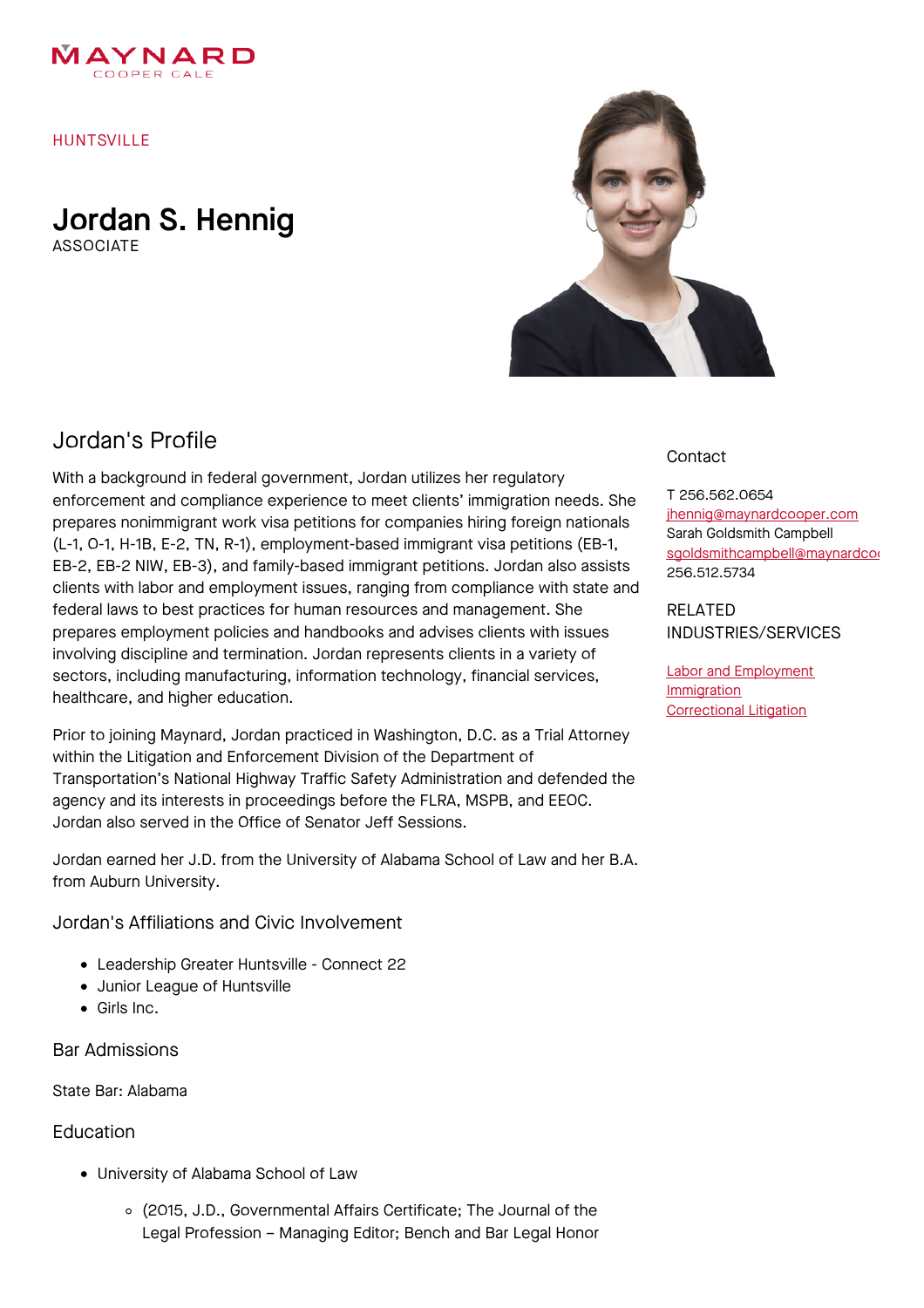MAYNARD
COOPER GALE

HUNTSVILLE

# Jordan S. Hennig

ASSOCIATE

## Jordan's Profile

With a background in federal government, Jordan utilizes her regulatory enforcement and compliance experience to meet clients' immigration needs. She prepares nonimmigrant work visa petitions for companies hiring foreign nationals (L-1, O-1, H-1B, E-2, TN, R-1), employment-based immigrant visa petitions (EB-1, EB-2, EB-2 NIW, EB-3), and family-based immigrant petitions. Jordan also assists clients with labor and employment issues, ranging from compliance with state and federal laws to best practices for human resources and management. She prepares employment policies and handbooks and advises clients with issues involving discipline and termination. Jordan represents clients in a variety of sectors, including manufacturing, information technology, financial services, healthcare, and higher education.

Prior to joining Maynard, Jordan practiced in Washington, D.C. as a Trial Attorney within the Litigation and Enforcement Division of the Department of Transportation's National Highway Traffic Safety Administration and defended the agency and its interests in proceedings before the FLRA, MSPB, and EEOC. Jordan also served in the Office of Senator Jeff Sessions.

Jordan earned her J.D. from the University of Alabama School of Law and her B.A. from Auburn University.

### Jordan's Affiliations and Civic Involvement

- Leadership Greater Huntsville - Connect 22
- Junior League of Huntsville
- Girls Inc.

### Bar Admissions

State Bar: Alabama

### Education

- University of Alabama School of Law
  - (2015, J.D., Governmental Affairs Certificate; The Journal of the Legal Profession – Managing Editor; Bench and Bar Legal Honor

### Contact

T 256.562.0654
jhennig@maynardcooper.com
Sarah Goldsmith Campbell
sgoldsmithcampbell@maynardco
256.512.5734

### RELATED INDUSTRIES/SERVICES

Labor and Employment
Immigration
Correctional Litigation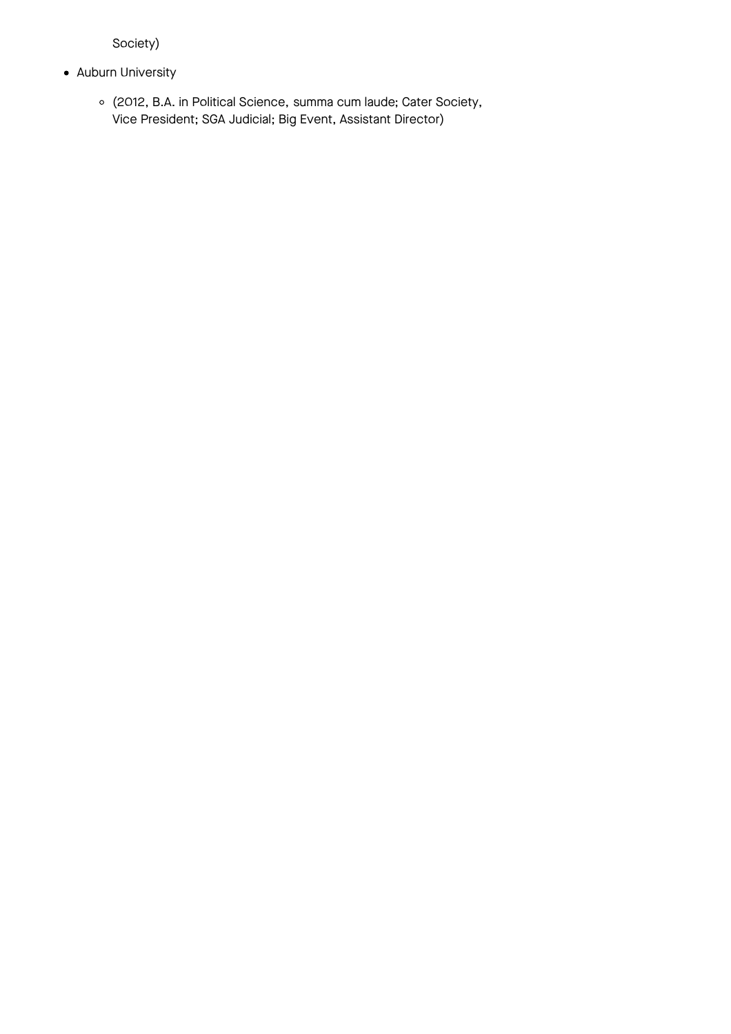Society)

- Auburn University
    - (2012, B.A. in Political Science, summa cum laude; Cater Society, Vice President; SGA Judicial; Big Event, Assistant Director)